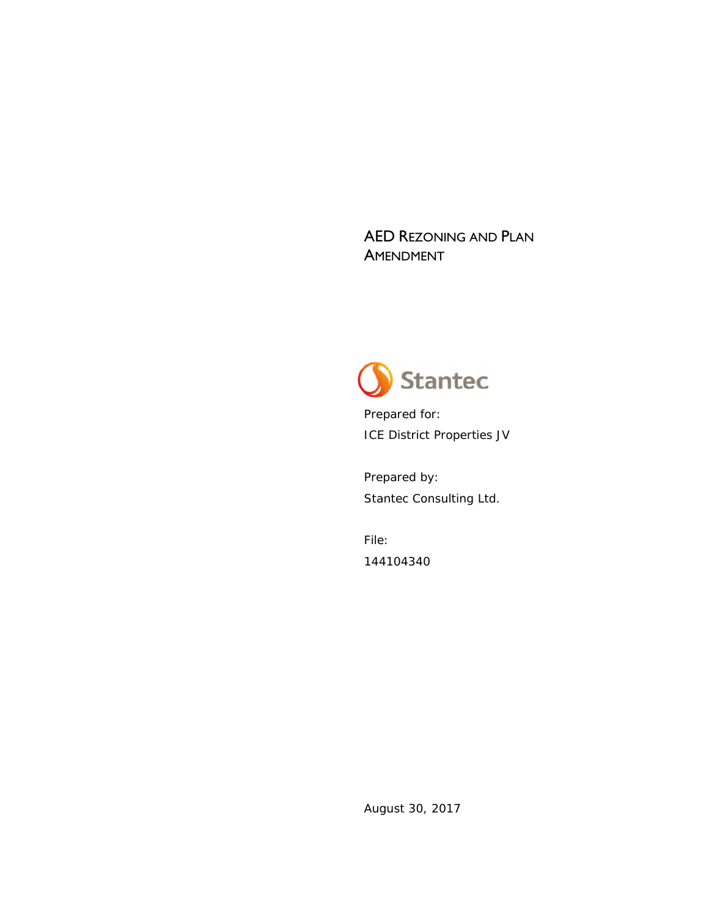# AED Rezoning and Plan Amendment

Stantec

Prepared for:
ICE District Properties JV

Prepared by:
Stantec Consulting Ltd.

File:
144104340

August 30, 2017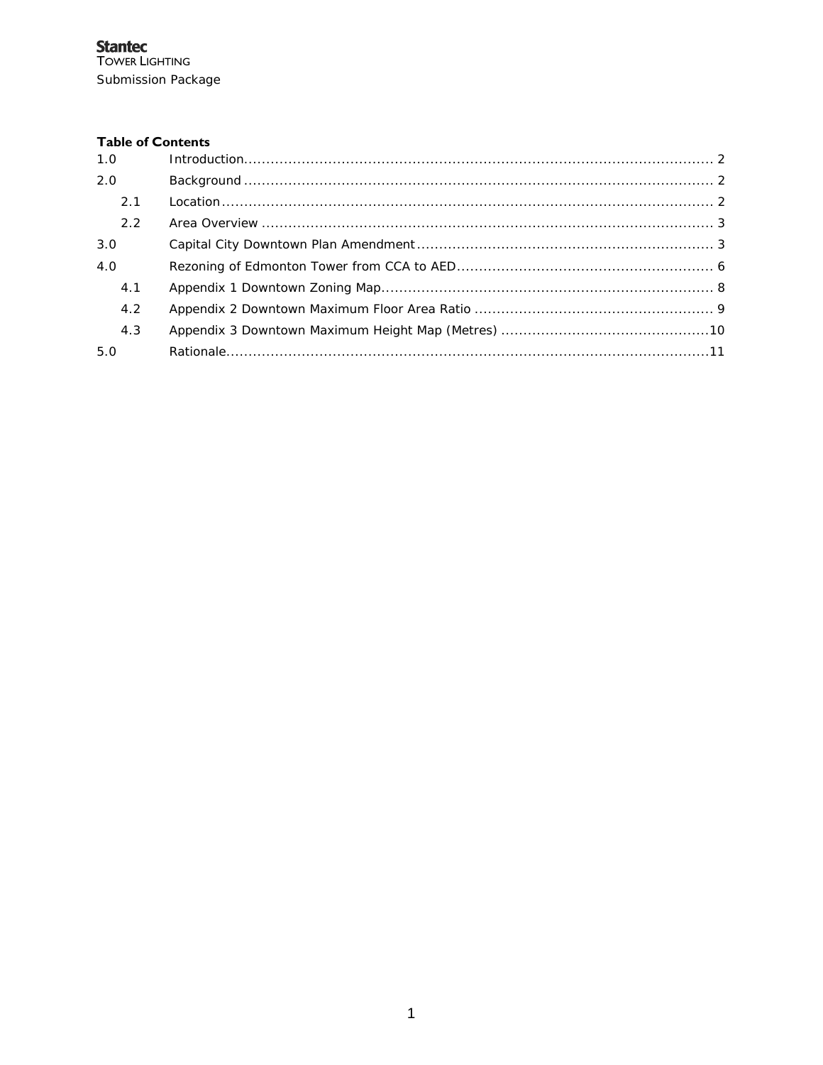**Table of Contents**

1.0 Introduction.......... 2

2.0 Background.......... 2

  2.1 Location.......... 2

  2.2 Area Overview.......... 3

3.0 Capital City Downtown Plan Amendment.......... 3

4.0 Rezoning of Edmonton Tower from CCA to AED.......... 6

  4.1 Appendix 1 Downtown Zoning Map.......... 8

  4.2 Appendix 2 Downtown Maximum Floor Area Ratio.......... 9

  4.3 Appendix 3 Downtown Maximum Height Map (Metres).......... 10

5.0 Rationale.......... 11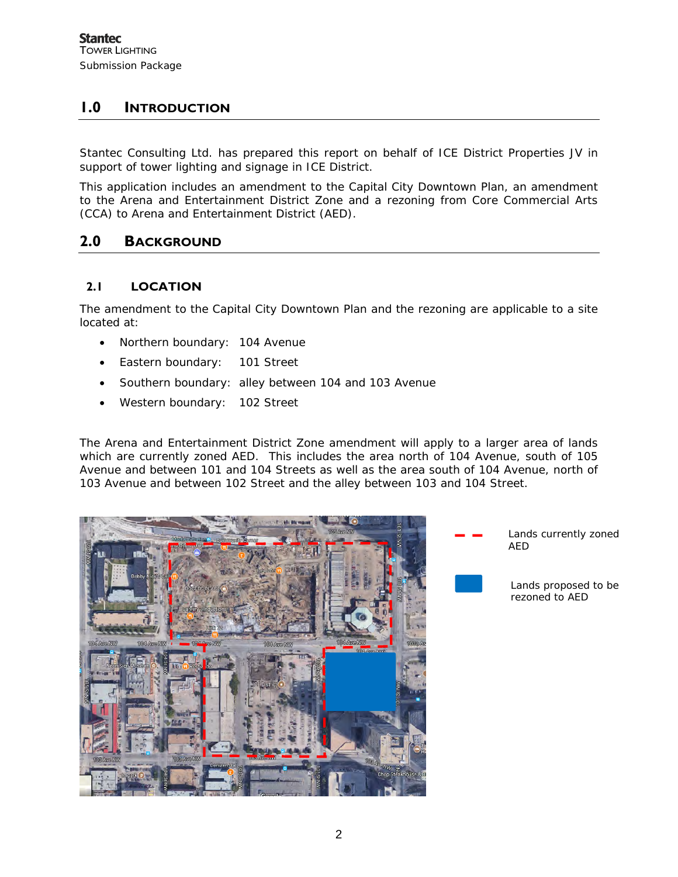# 1.0 INTRODUCTION

Stantec Consulting Ltd. has prepared this report on behalf of ICE District Properties JV in support of tower lighting and signage in ICE District.

This application includes an amendment to the Capital City Downtown Plan, an amendment to the Arena and Entertainment District Zone and a rezoning from Core Commercial Arts (CCA) to Arena and Entertainment District (AED).

# 2.0 BACKGROUND

## 2.1 LOCATION

The amendment to the Capital City Downtown Plan and the rezoning are applicable to a site located at:

- Northern boundary: 104 Avenue
- Eastern boundary: 101 Street
- Southern boundary: alley between 104 and 103 Avenue
- Western boundary: 102 Street

The Arena and Entertainment District Zone amendment will apply to a larger area of lands which are currently zoned AED. This includes the area north of 104 Avenue, south of 105 Avenue and between 101 and 104 Streets as well as the area south of 104 Avenue, north of 103 Avenue and between 102 Street and the alley between 103 and 104 Street.

Lands currently zoned AED

Lands proposed to be rezoned to AED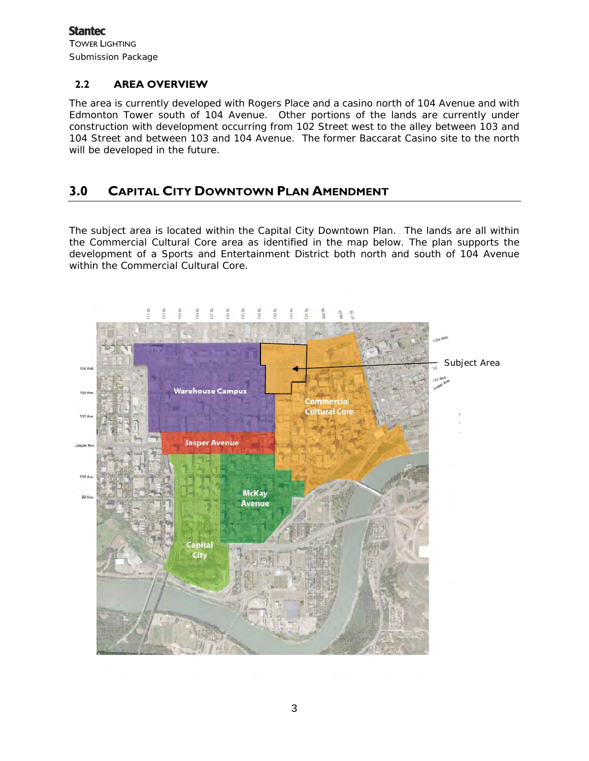## 2.2 AREA OVERVIEW

The area is currently developed with Rogers Place and a casino north of 104 Avenue and with Edmonton Tower south of 104 Avenue. Other portions of the lands are currently under construction with development occurring from 102 Street west to the alley between 103 and 104 Street and between 103 and 104 Avenue. The former Baccarat Casino site to the north will be developed in the future.

# 3.0 CAPITAL CITY DOWNTOWN PLAN AMENDMENT

The subject area is located within the Capital City Downtown Plan. The lands are all within the Commercial Cultural Core area as identified in the map below. The plan supports the development of a Sports and Entertainment District both north and south of 104 Avenue within the Commercial Cultural Core.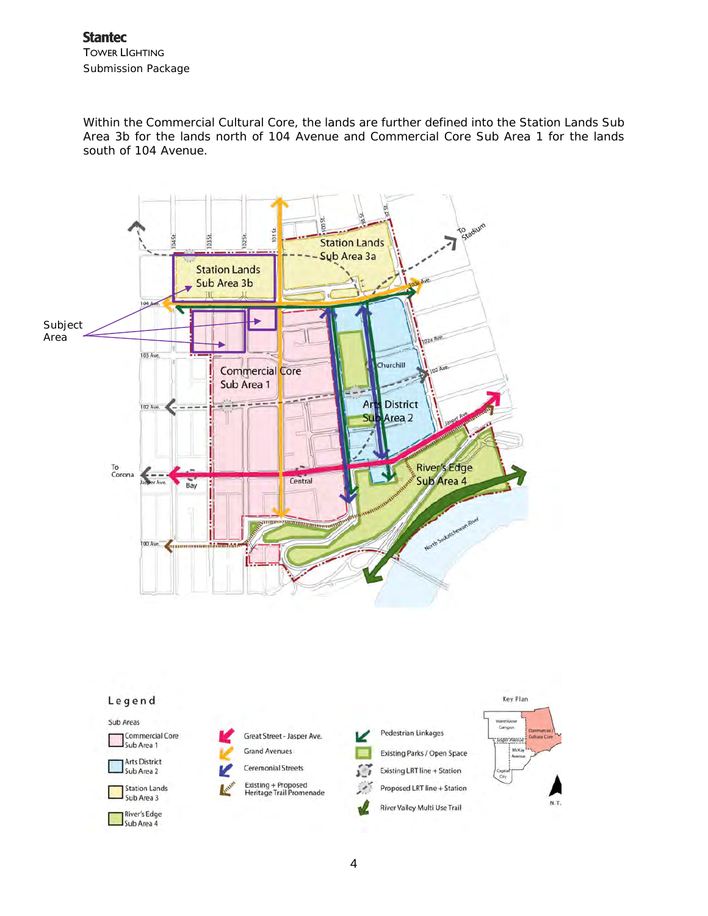Within the Commercial Cultural Core, the lands are further defined into the Station Lands Sub Area 3b for the lands north of 104 Avenue and Commercial Core Sub Area 1 for the lands south of 104 Avenue.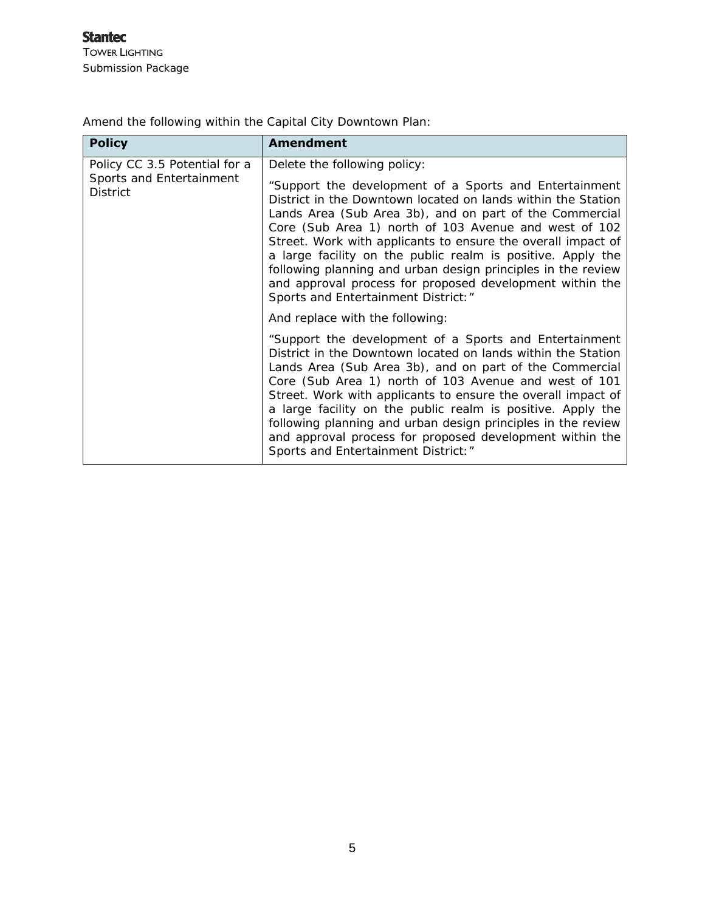Amend the following within the Capital City Downtown Plan:

| Policy | Amendment |
| --- | --- |
| Policy CC 3.5 Potential for a Sports and Entertainment District | Delete the following policy:<br><br>"Support the development of a Sports and Entertainment District in the Downtown located on lands within the Station Lands Area (Sub Area 3b), and on part of the Commercial Core (Sub Area 1) north of 103 Avenue and west of 102 Street. Work with applicants to ensure the overall impact of a large facility on the public realm is positive. Apply the following planning and urban design principles in the review and approval process for proposed development within the Sports and Entertainment District:"<br><br>And replace with the following:<br><br>"Support the development of a Sports and Entertainment District in the Downtown located on lands within the Station Lands Area (Sub Area 3b), and on part of the Commercial Core (Sub Area 1) north of 103 Avenue and west of 101 Street. Work with applicants to ensure the overall impact of a large facility on the public realm is positive. Apply the following planning and urban design principles in the review and approval process for proposed development within the Sports and Entertainment District:" |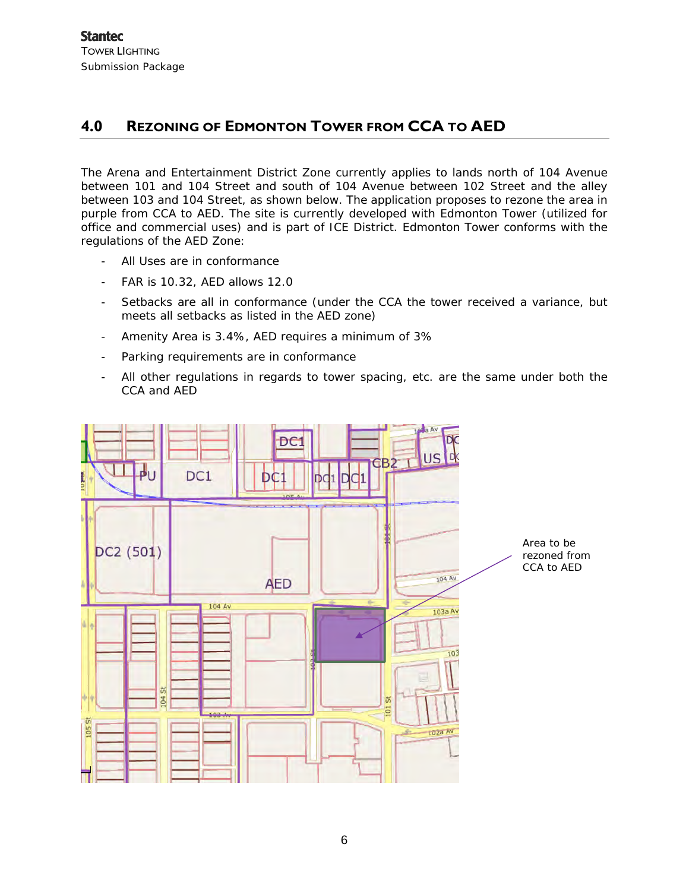## 4.0 REZONING OF EDMONTON TOWER FROM CCA TO AED

The Arena and Entertainment District Zone currently applies to lands north of 104 Avenue between 101 and 104 Street and south of 104 Avenue between 102 Street and the alley between 103 and 104 Street, as shown below. The application proposes to rezone the area in purple from CCA to AED. The site is currently developed with Edmonton Tower (utilized for office and commercial uses) and is part of ICE District. Edmonton Tower conforms with the regulations of the AED Zone:

- All Uses are in conformance
- FAR is 10.32, AED allows 12.0
- Setbacks are all in conformance (under the CCA the tower received a variance, but meets all setbacks as listed in the AED zone)
- Amenity Area is 3.4%, AED requires a minimum of 3%
- Parking requirements are in conformance
- All other regulations in regards to tower spacing, etc. are the same under both the CCA and AED

Area to be rezoned from CCA to AED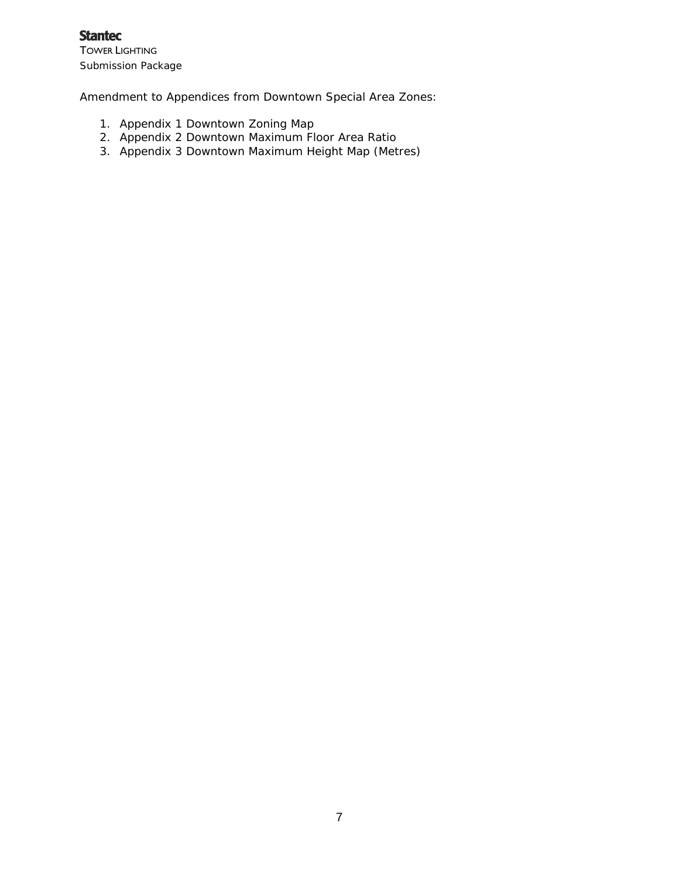Amendment to Appendices from Downtown Special Area Zones:

1. Appendix 1 Downtown Zoning Map
2. Appendix 2 Downtown Maximum Floor Area Ratio
3. Appendix 3 Downtown Maximum Height Map (Metres)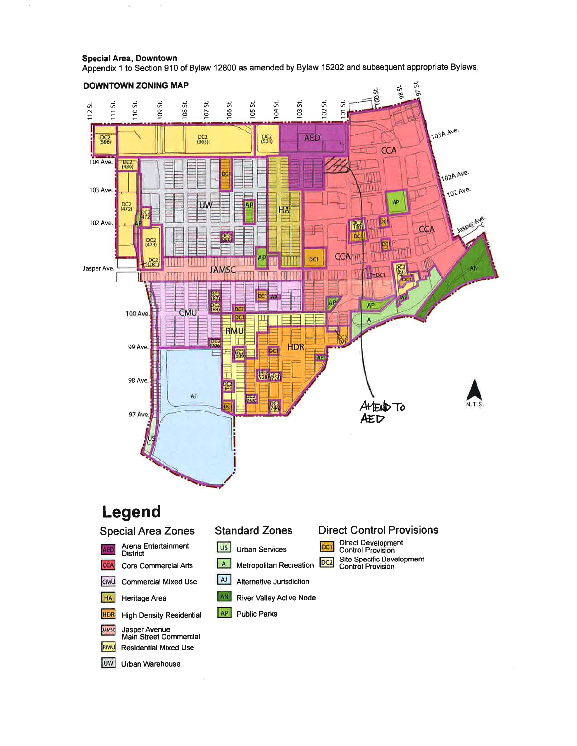**Special Area, Downtown**
Appendix 1 to Section 910 of Bylaw 12800 as amended by Bylaw 15202 and subsequent appropriate Bylaws.

**DOWNTOWN ZONING MAP**

AMEND TO AED

N.T.S.

# Legend

## Special Area Zones

- AED — Arena Entertainment District
- CCA — Core Commercial Arts
- CMU — Commercial Mixed Use
- HA — Heritage Area
- HDR — High Density Residential
- JAMSC — Jasper Avenue Main Street Commercial
- RMU — Residential Mixed Use
- UW — Urban Warehouse

## Standard Zones

- US — Urban Services
- A — Metropolitan Recreation
- AJ — Alternative Jurisdiction
- AN — River Valley Active Node
- AP — Public Parks

## Direct Control Provisions

- DC1 — Direct Development Control Provision
- DC2 — Site Specific Development Control Provision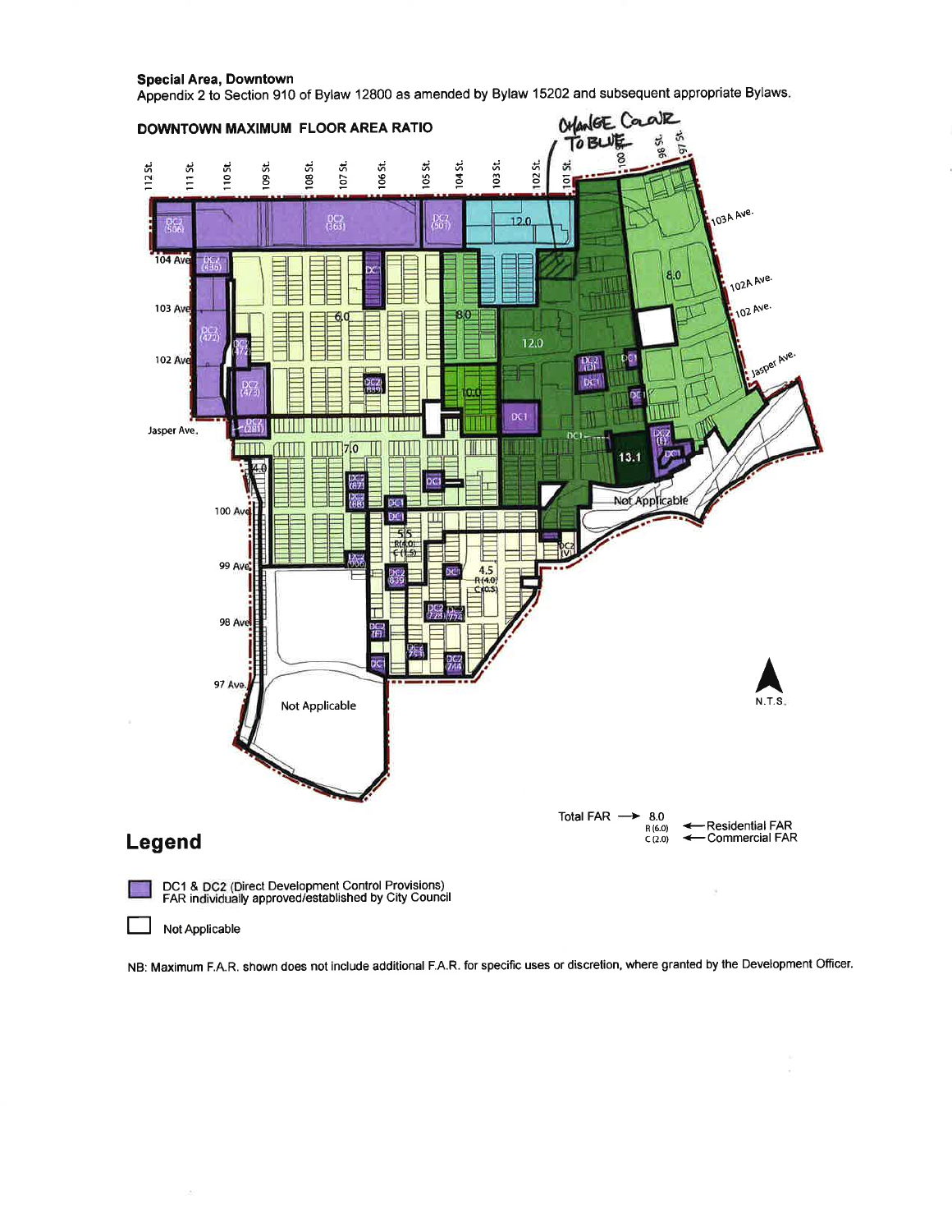**Special Area, Downtown**

Appendix 2 to Section 910 of Bylaw 12800 as amended by Bylaw 15202 and subsequent appropriate Bylaws.

**DOWNTOWN MAXIMUM FLOOR AREA RATIO**

CHANGE COLOUR TO BLUE

112 St. 111 St. 110 St. 109 St. 108 St. 107 St. 106 St. 105 St. 104 St. 103 St. 102 St. 101 St. 100 St. 98 St. 97 St.

104 Ave 103 Ave 102 Ave Jasper Ave. 100 Ave 99 Ave 98 Ave 97 Ave. 103A Ave. 102A Ave. 102 Ave.

DC2 (506) DC2 (363) DC2 (501) 12.0 DC2 (636) DC1 6.0 8.0 12.0 8.0 DC2 (472) DC2 (473) DC2 (281) DC2 10.0 DC1 DC2 (D) DC1 7.0 4.0 13.1 DC2 (E) Not Applicable 5.5 R(4.0) C(1.5) 4.5 R(4.0) C(0.5) DC2 (V) DC2 (87) DC2 (88) DC2 (639) DC2 (725) DC2 (F) DC2 (744) Not Applicable

N.T.S.

Total FAR → 8.0
R (6.0) ← Residential FAR
C (2.0) ← Commercial FAR

## Legend

DC1 & DC2 (Direct Development Control Provisions) FAR individually approved/established by City Council

Not Applicable

NB: Maximum F.A.R. shown does not include additional F.A.R. for specific uses or discretion, where granted by the Development Officer.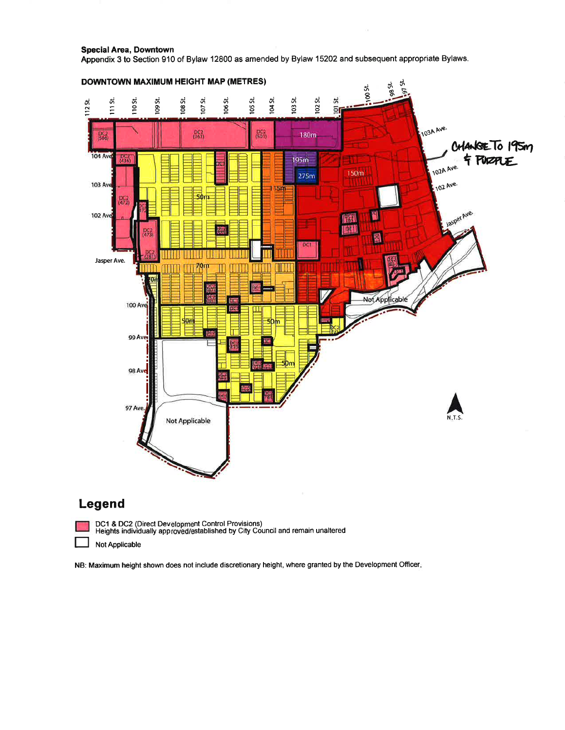**Special Area, Downtown**

Appendix 3 to Section 910 of Bylaw 12800 as amended by Bylaw 15202 and subsequent appropriate Bylaws.

**DOWNTOWN MAXIMUM HEIGHT MAP (METRES)**

112 St. 111 St. 110 St. 109 St. 108 St. 107 St. 106 St. 105 St. 104 St. 103 St. 102 St. 101 St. 100 St. 98 St. 97 St.

104 Ave 103 Ave 102 Ave Jasper Ave. 100 Ave 99 Ave 98 Ave 97 Ave. 103A Ave. 102A Ave. 102 Ave. Jasper Ave.

DC2 (506) DC2 (363) DC2 (501) 180m 195m 275m 150m DC2 (436) DC1 50m 115m DC2 (472) DC2 (473) DC2 (281) DC1 70m 70m 50m 50m 50m Not Applicable Not Applicable

CHANGE TO 195m & PURPLE

N.T.S.

## Legend

DC1 & DC2 (Direct Development Control Provisions)
Heights individually approved/established by City Council and remain unaltered

Not Applicable

NB: Maximum height shown does not include discretionary height, where granted by the Development Officer.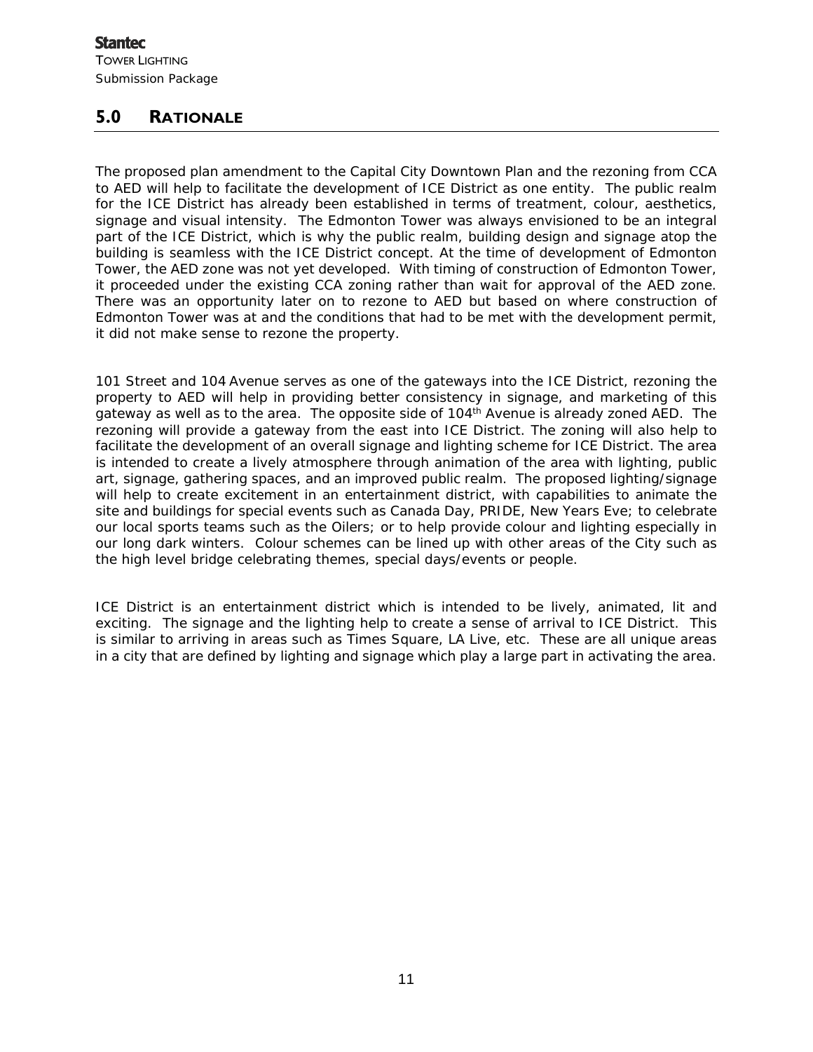## 5.0 RATIONALE

The proposed plan amendment to the Capital City Downtown Plan and the rezoning from CCA to AED will help to facilitate the development of ICE District as one entity. The public realm for the ICE District has already been established in terms of treatment, colour, aesthetics, signage and visual intensity. The Edmonton Tower was always envisioned to be an integral part of the ICE District, which is why the public realm, building design and signage atop the building is seamless with the ICE District concept. At the time of development of Edmonton Tower, the AED zone was not yet developed. With timing of construction of Edmonton Tower, it proceeded under the existing CCA zoning rather than wait for approval of the AED zone. There was an opportunity later on to rezone to AED but based on where construction of Edmonton Tower was at and the conditions that had to be met with the development permit, it did not make sense to rezone the property.

101 Street and 104 Avenue serves as one of the gateways into the ICE District, rezoning the property to AED will help in providing better consistency in signage, and marketing of this gateway as well as to the area. The opposite side of 104th Avenue is already zoned AED. The rezoning will provide a gateway from the east into ICE District. The zoning will also help to facilitate the development of an overall signage and lighting scheme for ICE District. The area is intended to create a lively atmosphere through animation of the area with lighting, public art, signage, gathering spaces, and an improved public realm. The proposed lighting/signage will help to create excitement in an entertainment district, with capabilities to animate the site and buildings for special events such as Canada Day, PRIDE, New Years Eve; to celebrate our local sports teams such as the Oilers; or to help provide colour and lighting especially in our long dark winters. Colour schemes can be lined up with other areas of the City such as the high level bridge celebrating themes, special days/events or people.

ICE District is an entertainment district which is intended to be lively, animated, lit and exciting. The signage and the lighting help to create a sense of arrival to ICE District. This is similar to arriving in areas such as Times Square, LA Live, etc. These are all unique areas in a city that are defined by lighting and signage which play a large part in activating the area.